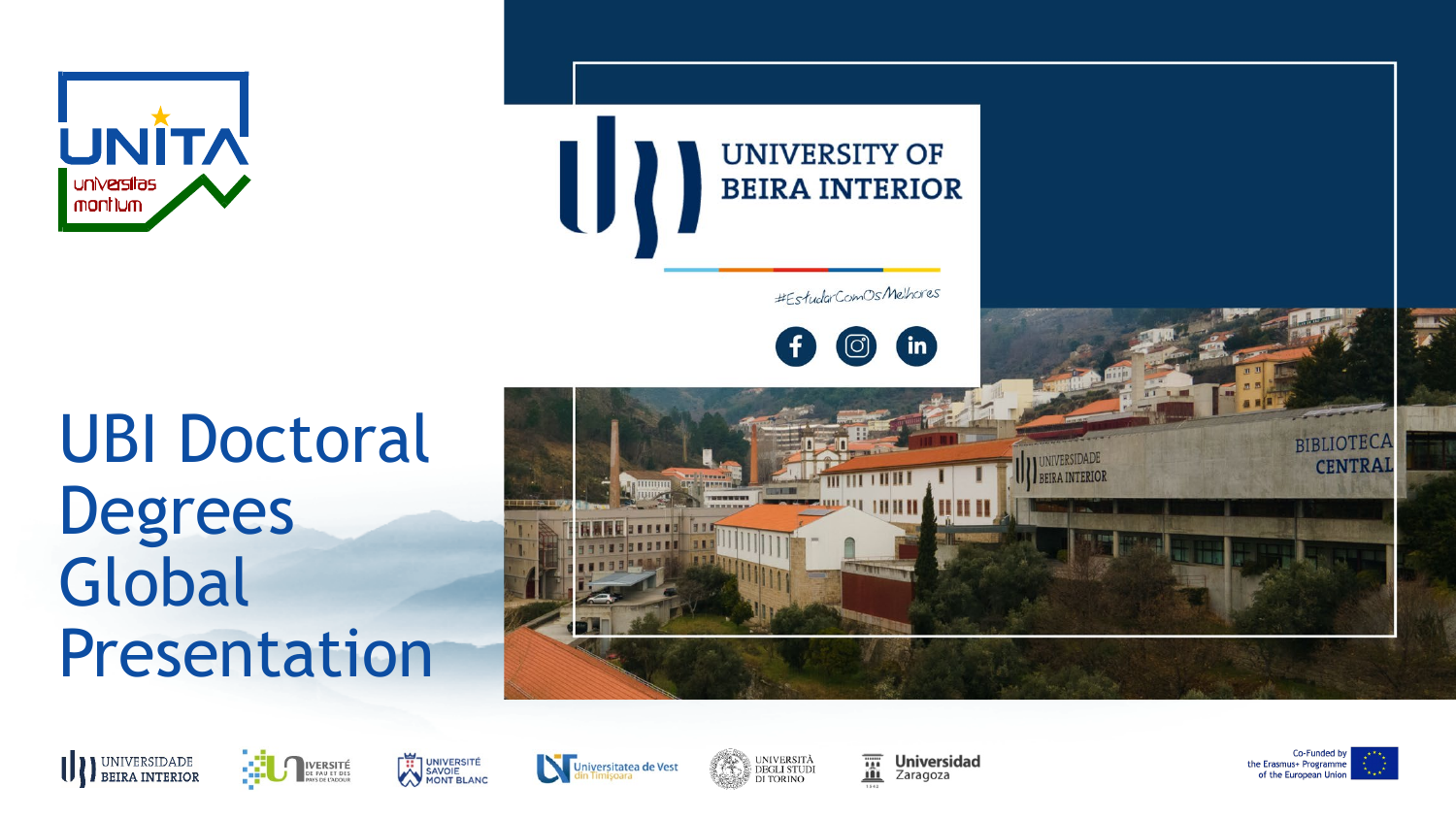UNITA universitas montium

UNIVERSITY OF BEIRA INTERIOR

#EstudarComOsMelhores

# UBI Doctoral Degrees Global Presentation

UNIVERSIDADE BEIRA INTERIOR · UNIVERSITÉ DE PAU ET DES PAYS DE L'ADOUR · UNIVERSITÉ SAVOIE MONT BLANC · Universitatea de Vest din Timişoara · UNIVERSITÀ DEGLI STUDI DI TORINO · Universidad Zaragoza

Co-Funded by the Erasmus+ Programme of the European Union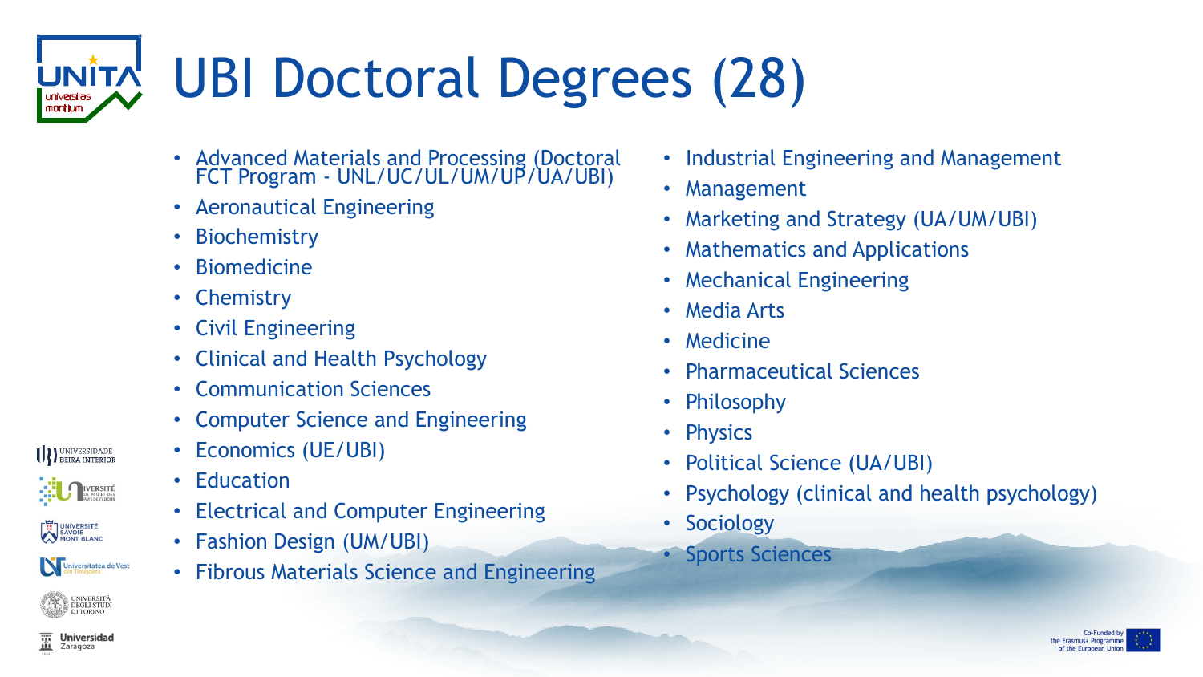# UBI Doctoral Degrees (28)

- Advanced Materials and Processing (Doctoral FCT Program - UNL/UC/UL/UM/UP/UA/UBI)
- Aeronautical Engineering
- Biochemistry
- Biomedicine
- Chemistry
- Civil Engineering
- Clinical and Health Psychology
- Communication Sciences
- Computer Science and Engineering
- Economics (UE/UBI)
- Education
- Electrical and Computer Engineering
- Fashion Design (UM/UBI)
- Fibrous Materials Science and Engineering
- Industrial Engineering and Management
- Management
- Marketing and Strategy (UA/UM/UBI)
- Mathematics and Applications
- Mechanical Engineering
- Media Arts
- Medicine
- Pharmaceutical Sciences
- Philosophy
- Physics
- Political Science (UA/UBI)
- Psychology (clinical and health psychology)
- Sociology
- Sports Sciences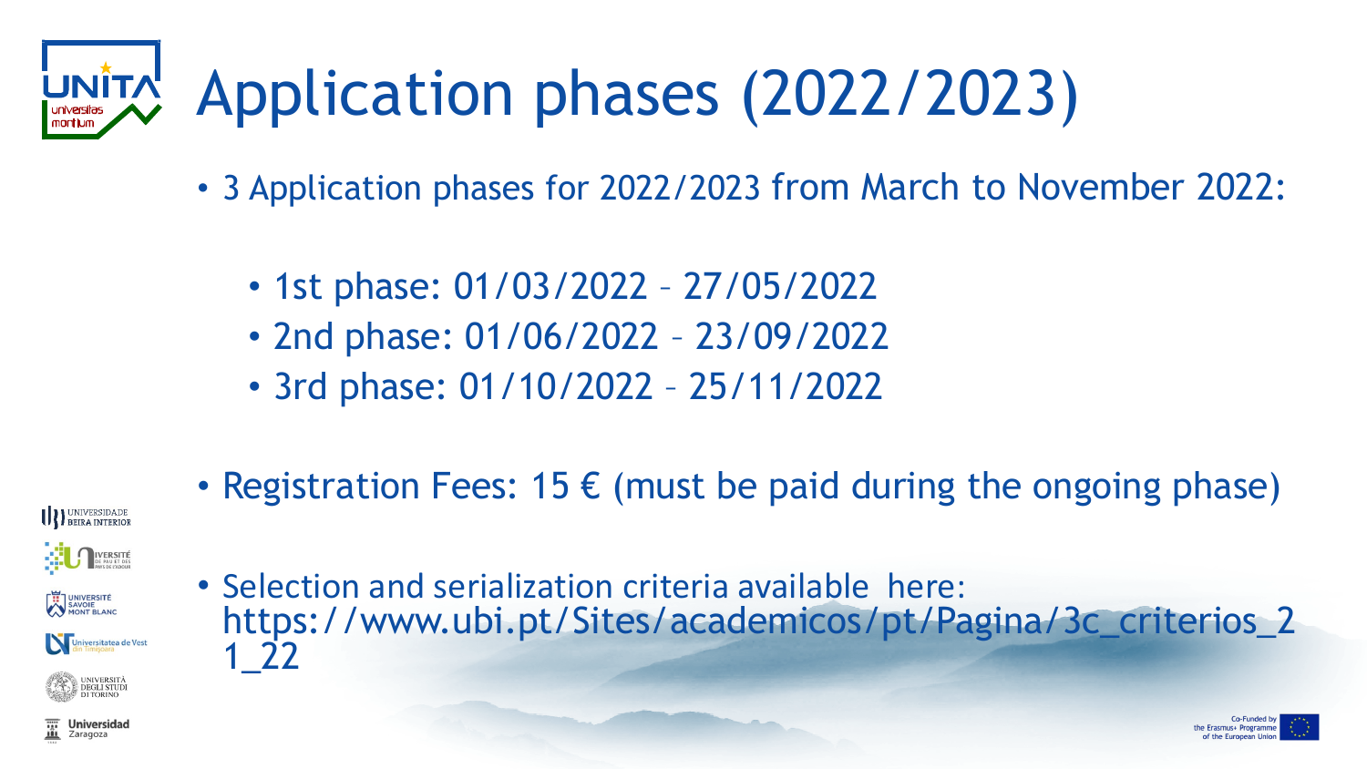# Application phases (2022/2023)

- 3 Application phases for 2022/2023 from March to November 2022:
  - 1st phase: 01/03/2022 – 27/05/2022
  - 2nd phase: 01/06/2022 – 23/09/2022
  - 3rd phase: 01/10/2022 – 25/11/2022
- Registration Fees: 15 € (must be paid during the ongoing phase)
- Selection and serialization criteria available here: https://www.ubi.pt/Sites/academicos/pt/Pagina/3c_criterios_21_22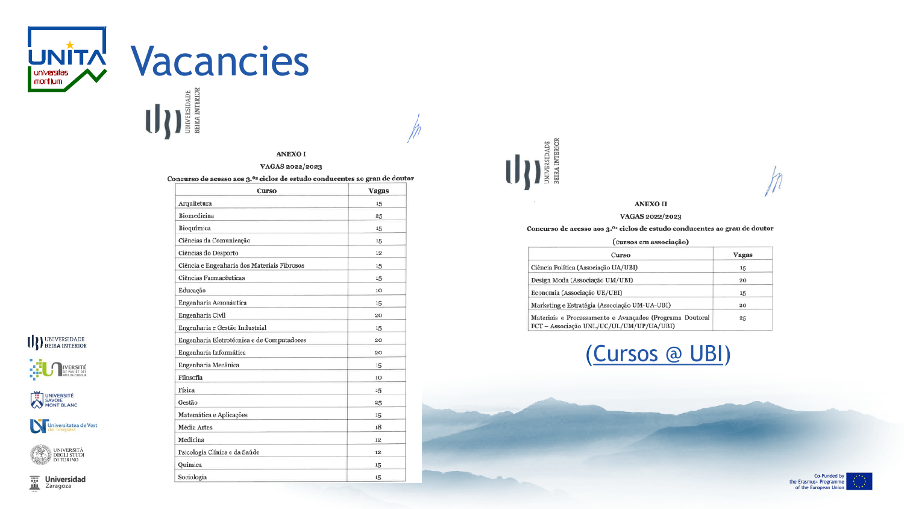# Vacancies

UNIVERSIDADE BEIRA INTERIOR

**ANEXO I**

**VAGAS 2022/2023**

**Concurso de acesso aos 3.ºs ciclos de estudo conducentes ao grau de doutor**

| Curso | Vagas |
|---|---|
| Arquitetura | 15 |
| Biomedicina | 25 |
| Bioquímica | 15 |
| Ciências da Comunicação | 15 |
| Ciências do Desporto | 12 |
| Ciência e Engenharia dos Materiais Fibrosos | 15 |
| Ciências Farmacêuticas | 15 |
| Educação | 10 |
| Engenharia Aeronáutica | 15 |
| Engenharia Civil | 20 |
| Engenharia e Gestão Industrial | 15 |
| Engenharia Eletrotécnica e de Computadores | 20 |
| Engenharia Informática | 20 |
| Engenharia Mecânica | 15 |
| Filosofia | 10 |
| Física | 15 |
| Gestão | 25 |
| Matemática e Aplicações | 15 |
| Média Artes | 18 |
| Medicina | 12 |
| Psicologia Clínica e da Saúde | 12 |
| Química | 15 |
| Sociologia | 15 |

UNIVERSIDADE BEIRA INTERIOR

**ANEXO II**

**VAGAS 2022/2023**

**Concurso de acesso aos 3.ºs ciclos de estudo conducentes ao grau de doutor**

**(cursos em associação)**

| Curso | Vagas |
|---|---|
| Ciência Política (Associação UA/UBI) | 15 |
| Design Moda (Associação UM/UBI) | 20 |
| Economia (Associação UE/UBI) | 15 |
| Marketing e Estratégia (Associação UM-UA-UBI) | 20 |
| Materiais e Processamento e Avançados (Programa Doutoral FCT – Associação UNL/UC/UL/UM/UP/UA/UBI) | 25 |

(Cursos @ UBI)

Co-Funded by the Erasmus+ Programme of the European Union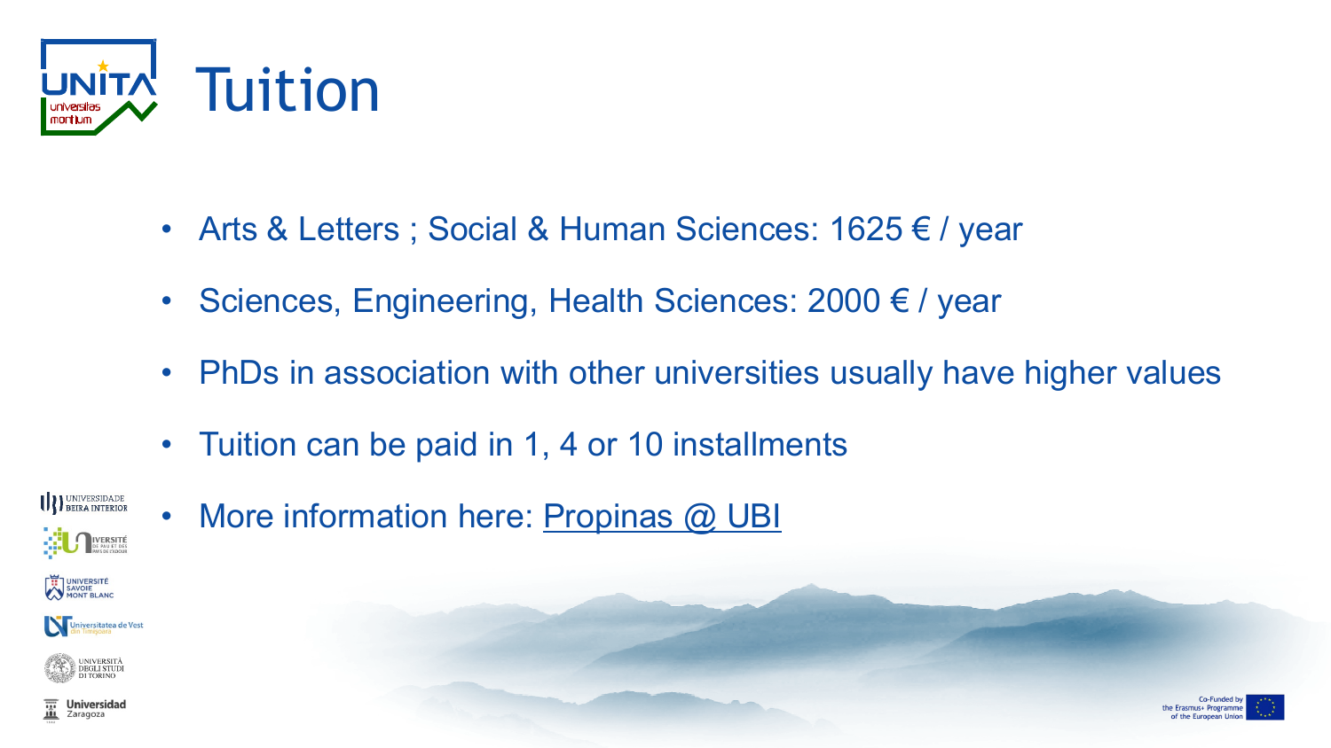# Tuition

- Arts & Letters ; Social & Human Sciences: 1625 € / year
- Sciences, Engineering, Health Sciences: 2000 € / year
- PhDs in association with other universities usually have higher values
- Tuition can be paid in 1, 4 or 10 installments
- More information here: Propinas @ UBI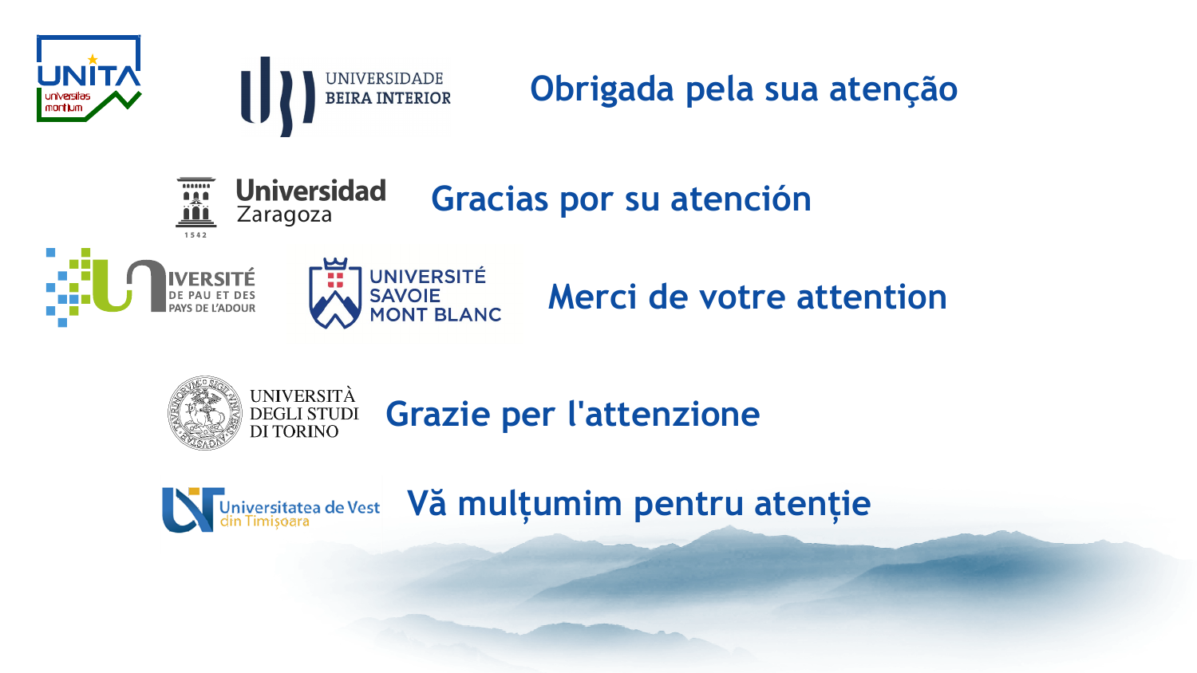UNITA universitas montium

UNIVERSIDADE BEIRA INTERIOR

Obrigada pela sua atenção

Universidad Zaragoza

Gracias por su atención

UNIVERSITÉ DE PAU ET DES PAYS DE L'ADOUR

UNIVERSITÉ SAVOIE MONT BLANC

Merci de votre attention

UNIVERSITÀ DEGLI STUDI DI TORINO

Grazie per l'attenzione

Universitatea de Vest din Timișoara

Vă mulțumim pentru atenție